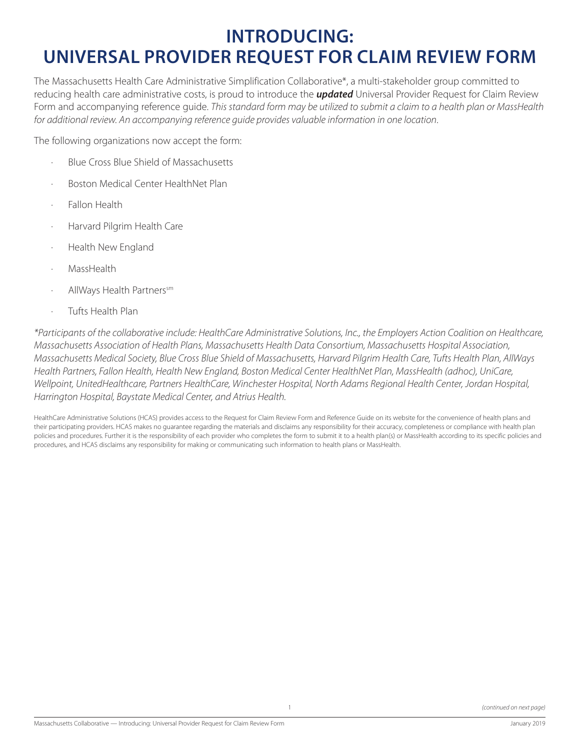# INTRODUCING: UNIVERSAL PROVIDER REQUEST FOR CLAIM REVIEW FORM

The Massachusetts Health Care Administrative Simplification Collaborative*, a multi-stakeholder group committed to reducing health care administrative costs, is proud to introduce the ***updated*** Universal Provider Request for Claim Review Form and accompanying reference guide. *This standard form may be utilized to submit a claim to a health plan or MassHealth for additional review. An accompanying reference guide provides valuable information in one location*.

The following organizations now accept the form:

- Blue Cross Blue Shield of Massachusetts
- Boston Medical Center HealthNet Plan
- Fallon Health
- Harvard Pilgrim Health Care
- Health New England
- MassHealth
- AllWays Health Partners[sm]
- Tufts Health Plan

*\*Participants of the collaborative include: HealthCare Administrative Solutions, Inc., the Employers Action Coalition on Healthcare, Massachusetts Association of Health Plans, Massachusetts Health Data Consortium, Massachusetts Hospital Association, Massachusetts Medical Society, Blue Cross Blue Shield of Massachusetts, Harvard Pilgrim Health Care, Tufts Health Plan, AllWays Health Partners, Fallon Health, Health New England, Boston Medical Center HealthNet Plan, MassHealth (adhoc), UniCare, Wellpoint, UnitedHealthcare, Partners HealthCare, Winchester Hospital, North Adams Regional Health Center, Jordan Hospital, Harrington Hospital, Baystate Medical Center, and Atrius Health.*

HealthCare Administrative Solutions (HCAS) provides access to the Request for Claim Review Form and Reference Guide on its website for the convenience of health plans and their participating providers. HCAS makes no guarantee regarding the materials and disclaims any responsibility for their accuracy, completeness or compliance with health plan policies and procedures. Further it is the responsibility of each provider who completes the form to submit it to a health plan(s) or MassHealth according to its specific policies and procedures, and HCAS disclaims any responsibility for making or communicating such information to health plans or MassHealth.

*(continued on next page)*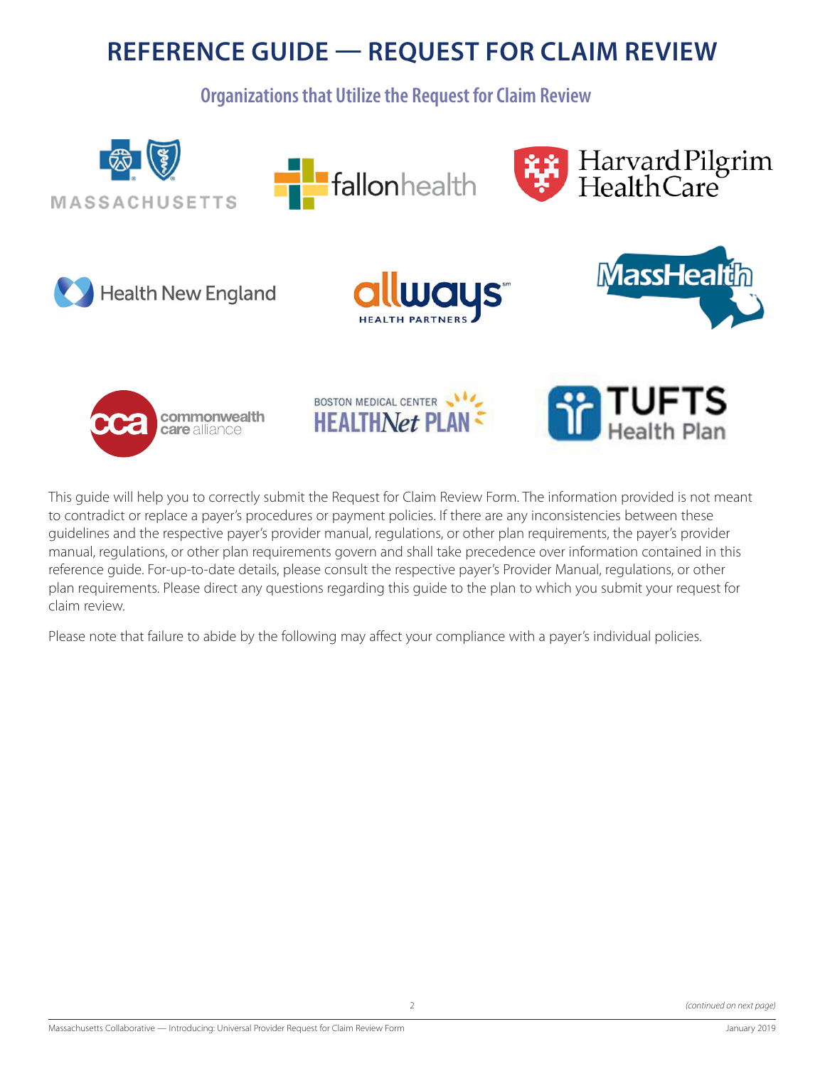# REFERENCE GUIDE — REQUEST FOR CLAIM REVIEW

## Organizations that Utilize the Request for Claim Review

This guide will help you to correctly submit the Request for Claim Review Form. The information provided is not meant to contradict or replace a payer's procedures or payment policies. If there are any inconsistencies between these guidelines and the respective payer's provider manual, regulations, or other plan requirements, the payer's provider manual, regulations, or other plan requirements govern and shall take precedence over information contained in this reference guide. For-up-to-date details, please consult the respective payer's Provider Manual, regulations, or other plan requirements. Please direct any questions regarding this guide to the plan to which you submit your request for claim review.

Please note that failure to abide by the following may affect your compliance with a payer's individual policies.

*(continued on next page)*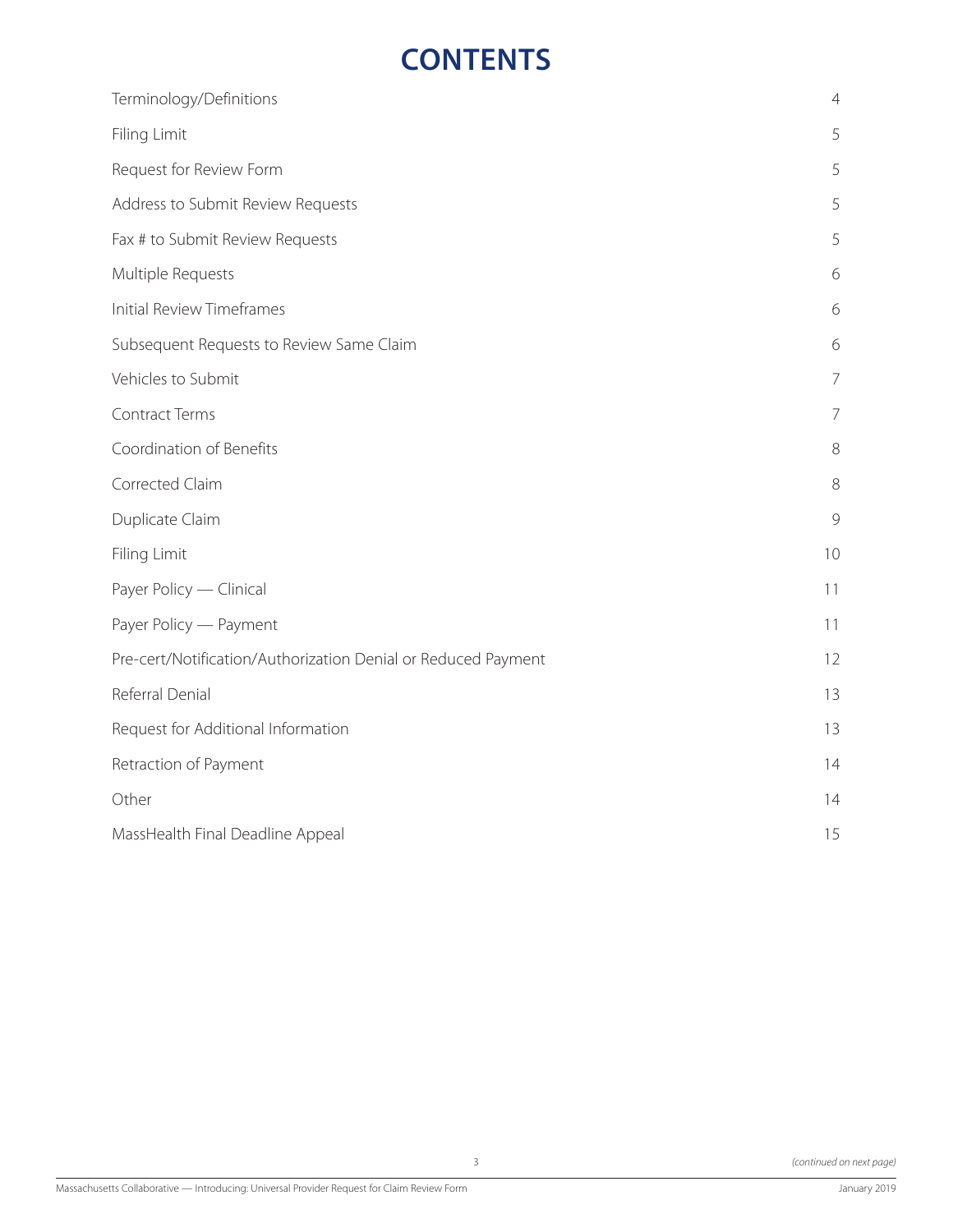# CONTENTS

| | |
|---|---|
| Terminology/Definitions | 4 |
| Filing Limit | 5 |
| Request for Review Form | 5 |
| Address to Submit Review Requests | 5 |
| Fax # to Submit Review Requests | 5 |
| Multiple Requests | 6 |
| Initial Review Timeframes | 6 |
| Subsequent Requests to Review Same Claim | 6 |
| Vehicles to Submit | 7 |
| Contract Terms | 7 |
| Coordination of Benefits | 8 |
| Corrected Claim | 8 |
| Duplicate Claim | 9 |
| Filing Limit | 10 |
| Payer Policy — Clinical | 11 |
| Payer Policy — Payment | 11 |
| Pre-cert/Notification/Authorization Denial or Reduced Payment | 12 |
| Referral Denial | 13 |
| Request for Additional Information | 13 |
| Retraction of Payment | 14 |
| Other | 14 |
| MassHealth Final Deadline Appeal | 15 |

*(continued on next page)*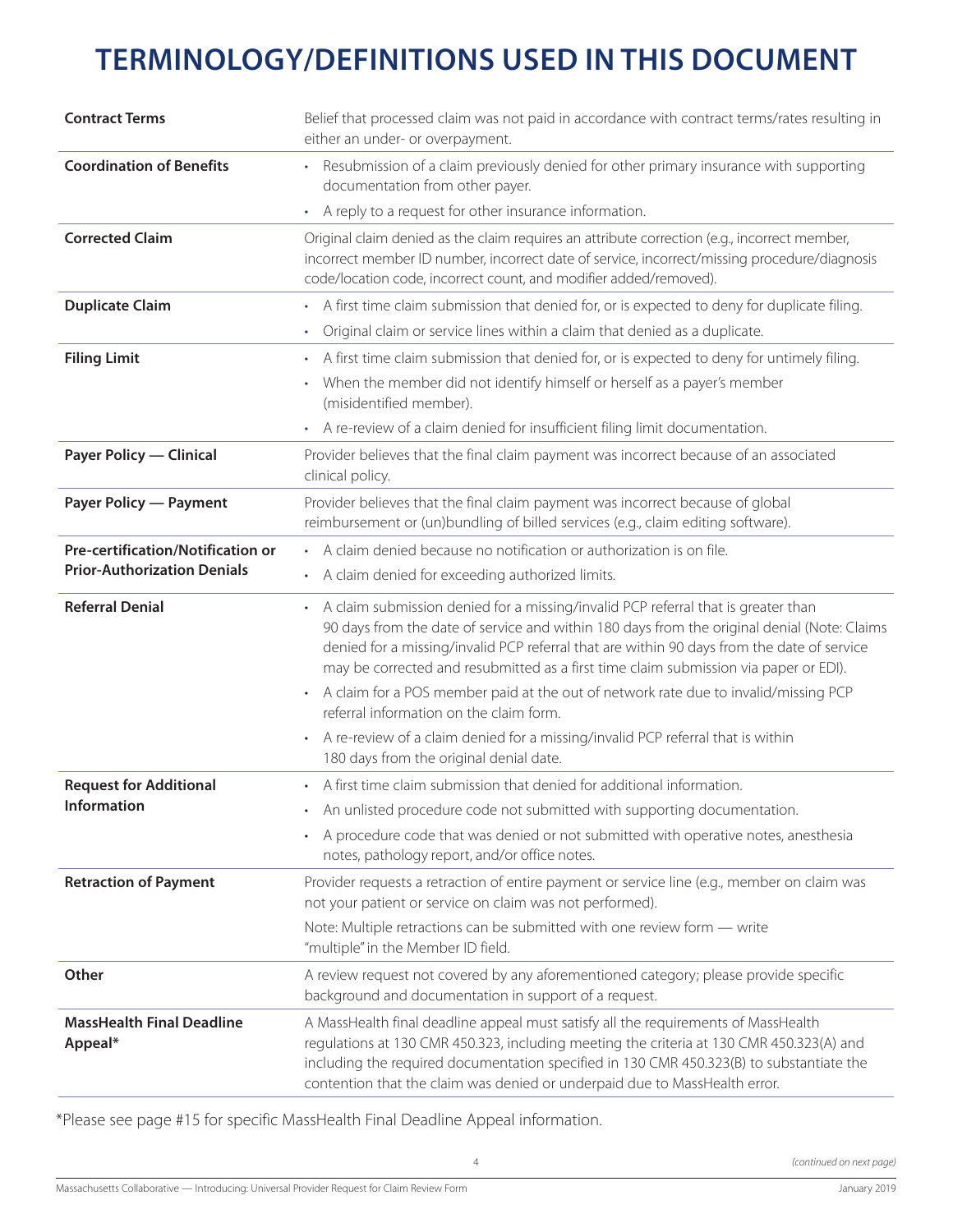# TERMINOLOGY/DEFINITIONS USED IN THIS DOCUMENT

| | |
|---|---|
| **Contract Terms** | Belief that processed claim was not paid in accordance with contract terms/rates resulting in either an under- or overpayment. |
| **Coordination of Benefits** | • Resubmission of a claim previously denied for other primary insurance with supporting documentation from other payer.<br>• A reply to a request for other insurance information. |
| **Corrected Claim** | Original claim denied as the claim requires an attribute correction (e.g., incorrect member, incorrect member ID number, incorrect date of service, incorrect/missing procedure/diagnosis code/location code, incorrect count, and modifier added/removed). |
| **Duplicate Claim** | • A first time claim submission that denied for, or is expected to deny for duplicate filing.<br>• Original claim or service lines within a claim that denied as a duplicate. |
| **Filing Limit** | • A first time claim submission that denied for, or is expected to deny for untimely filing.<br>• When the member did not identify himself or herself as a payer's member (misidentified member).<br>• A re-review of a claim denied for insufficient filing limit documentation. |
| **Payer Policy — Clinical** | Provider believes that the final claim payment was incorrect because of an associated clinical policy. |
| **Payer Policy — Payment** | Provider believes that the final claim payment was incorrect because of global reimbursement or (un)bundling of billed services (e.g., claim editing software). |
| **Pre-certification/Notification or Prior-Authorization Denials** | • A claim denied because no notification or authorization is on file.<br>• A claim denied for exceeding authorized limits. |
| **Referral Denial** | • A claim submission denied for a missing/invalid PCP referral that is greater than 90 days from the date of service and within 180 days from the original denial (Note: Claims denied for a missing/invalid PCP referral that are within 90 days from the date of service may be corrected and resubmitted as a first time claim submission via paper or EDI).<br>• A claim for a POS member paid at the out of network rate due to invalid/missing PCP referral information on the claim form.<br>• A re-review of a claim denied for a missing/invalid PCP referral that is within 180 days from the original denial date. |
| **Request for Additional Information** | • A first time claim submission that denied for additional information.<br>• An unlisted procedure code not submitted with supporting documentation.<br>• A procedure code that was denied or not submitted with operative notes, anesthesia notes, pathology report, and/or office notes. |
| **Retraction of Payment** | Provider requests a retraction of entire payment or service line (e.g., member on claim was not your patient or service on claim was not performed).<br>Note: Multiple retractions can be submitted with one review form — write "multiple" in the Member ID field. |
| **Other** | A review request not covered by any aforementioned category; please provide specific background and documentation in support of a request. |
| **MassHealth Final Deadline Appeal*** | A MassHealth final deadline appeal must satisfy all the requirements of MassHealth regulations at 130 CMR 450.323, including meeting the criteria at 130 CMR 450.323(A) and including the required documentation specified in 130 CMR 450.323(B) to substantiate the contention that the claim was denied or underpaid due to MassHealth error. |

*Please see page #15 for specific MassHealth Final Deadline Appeal information.

*(continued on next page)*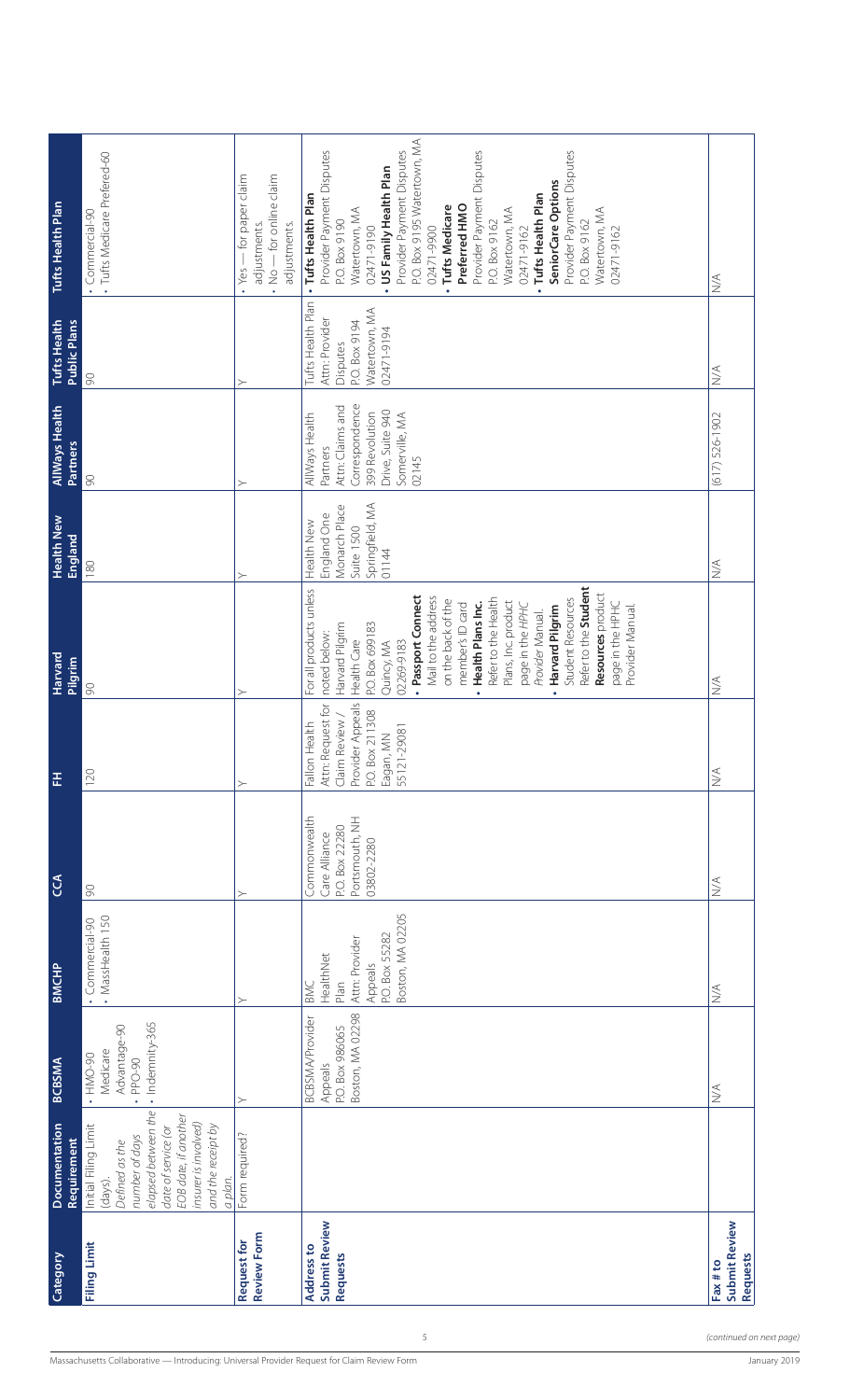| Category | Documentation Requirement | BCBSMA | BMCHP | CCA | FH | Harvard Pilgrim | Health New England | AllWays Health Partners | Tufts Health Public Plans | Tufts Health Plan |
|---|---|---|---|---|---|---|---|---|---|---|
| **Filing Limit** | Initial Filing Limit (days). *Defined as the number of days elapsed between the date of service (or EOB date, if another insurer is involved) and the receipt by a plan.* | • HMO-90<br>• Medicare Advantage-90<br>• PPO-90<br>• Indemnity-365 | • Commercial-90<br>• MassHealth 150 | 90 | 120 | 90 | 180 | 90 | 90 | • Commercial-90<br>• Tufts Medicare Prefered-60 |
| **Request for Review Form** | Form required? | Y | Y | Y | Y | Y | Y | Y | Y | • Yes — for paper claim adjustments.<br>• No — for online claim adjustments. |
| **Address to Submit Review Requests** | | BCBSMA/Provider Appeals<br>P.O. Box 986065<br>Boston, MA 02298 | BMC HealthNet Plan<br>Attn: Provider Appeals<br>P.O. Box 55282<br>Boston, MA 02205 | Commonwealth Care Alliance<br>P.O. Box 22280<br>Portsmouth, NH 03802-2280 | Fallon Health<br>Attn: Request for Claim Review / Provider Appeals<br>P.O. Box 211308<br>Eagan, MN 55121-29081 | For all products unless noted below:<br>Harvard Pilgrim Health Care<br>P.O. Box 699183<br>Quincy, MA 02269-9183<br>• **Passport Connect** Mail to the address on the back of the member's ID card<br>• **Health Plans Inc.** Refer to the Health Plans, Inc. product page in the *HPHC Provider Manual.*<br>• **Harvard Pilgrim** Student Resources Refer to the **Student Resources** product page in the HPHC Provider Manual. | Health New England<br>One Monarch Place<br>Suite 1500<br>Springfield, MA 01144 | AllWays Health Partners<br>Attn: Claims and Correspondence<br>399 Revolution Drive, Suite 940<br>Somerville, MA 02145 | Tufts Health Plan<br>Attn: Provider Disputes<br>P.O. Box 9194<br>Watertown, MA 02471-9194 | • **Tufts Health Plan**<br>Provider Payment Disputes<br>P.O. Box 9190<br>Watertown, MA 02471-9190<br>• **US Family Health Plan**<br>Provider Payment Disputes<br>P.O. Box 9195 Watertown, MA 02471-9900<br>• **Tufts Medicare Preferred HMO**<br>Provider Payment Disputes<br>P.O. Box 9162<br>Watertown, MA 02471-9162<br>• **Tufts Health Plan SeniorCare Options**<br>Provider Payment Disputes<br>P.O. Box 9162<br>Watertown, MA 02471-9162 |
| **Fax # to Submit Review Requests** | | N/A | N/A | N/A | N/A | N/A | N/A | (617) 526-1902 | N/A | N/A |

*(continued on next page)*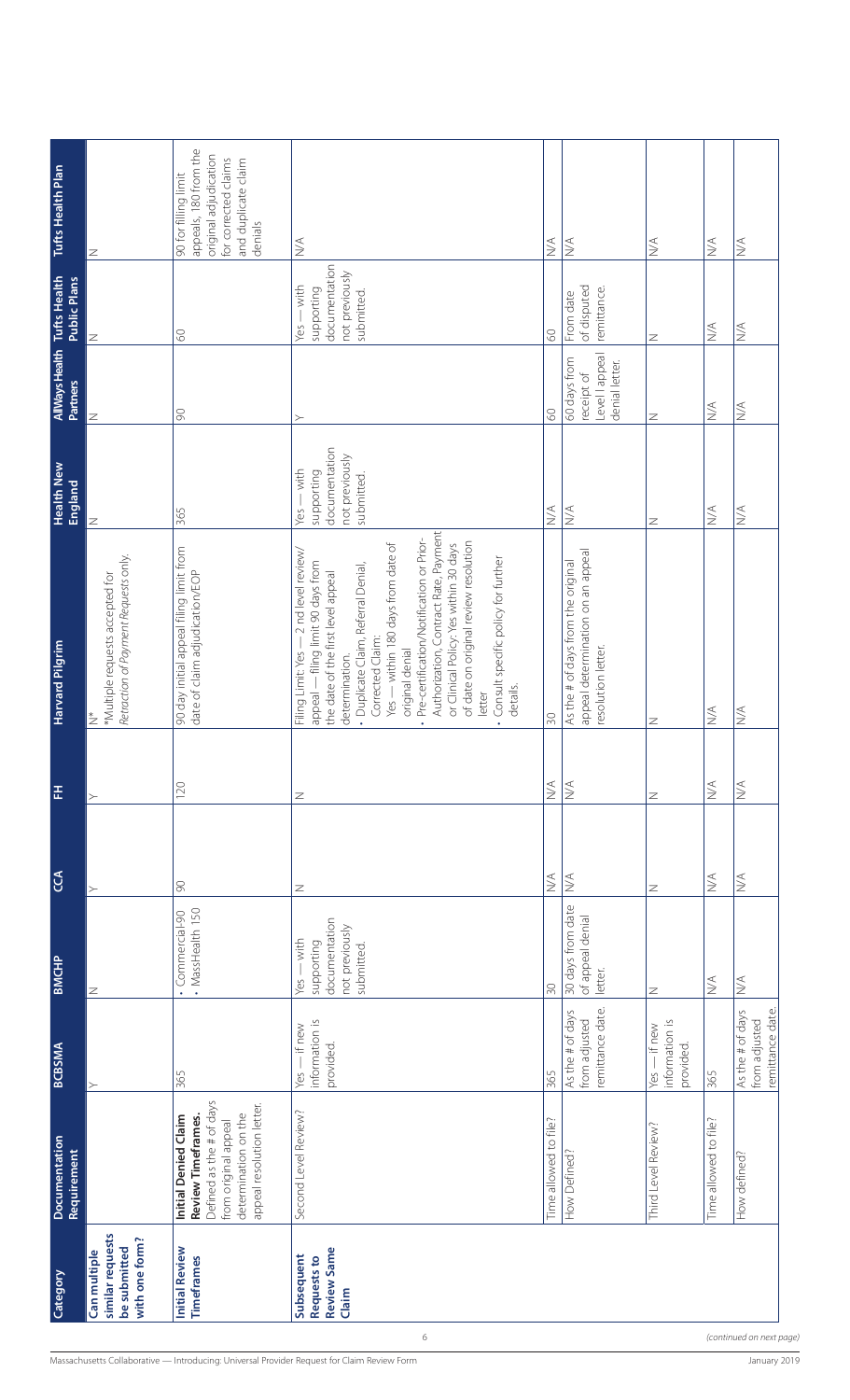| Category | Documentation Requirement | BCBSMA | BMCHP | CCA | FH | Harvard Pilgrim | Health New England | AllWays Health Partners | Tufts Health Public Plans | Tufts Health Plan |
|---|---|---|---|---|---|---|---|---|---|---|
| **Can multiple similar requests be submitted with one form?** | | Y | N | Y | Y | N* *Multiple requests accepted for *Retraction of Payment Requests only.* | N | N | N | N |
| **Initial Review Timeframes** | **Initial Denied Claim Review Timeframes.** Defined as the # of days from original appeal determination on the appeal resolution letter. | 365 | • Commercial-90 • MassHealth 150 | 90 | 120 | 90 day initial appeal filing limit from date of claim adjudication/EOP | 365 | 90 | 60 | 90 for filing limit appeals, 180 from the original adjudication for corrected claims and duplicate claim denials |
| **Subsequent Requests to Review Same Claim** | Second Level Review? | Yes — if new information is provided. | Yes — with supporting documentation not previously submitted. | N | N | Filing Limit: Yes — 2 nd level review/ appeal — filing limit 90 days from the date of the first level appeal determination. • Duplicate Claim, Referral Denial, Corrected Claim: Yes — within 180 days from date of original denial • Pre-certification/Notification or Prior-Authorization, Contract Rate, Payment or Clinical Policy: Yes within 30 days of date on original review resolution letter • Consult specific policy for further details. | Yes — with supporting documentation not previously submitted. | Y | Yes — with supporting documentation not previously submitted. | N/A |
| | Time allowed to file? | 365 | 30 | N/A | N/A | 30 | N/A | 60 | 60 | N/A |
| | How Defined? | As the # of days from adjusted remittance date. | 30 days from date of appeal denial letter. | N/A | N/A | As the # of days from the original appeal determination on an appeal resolution letter. | N/A | 60 days from receipt of Level I appeal denial letter. | From date of disputed remittance. | N/A |
| | Third Level Review? | Yes — if new information is provided. | N | N | N | N | N | N | N | N/A |
| | Time allowed to file? | 365 | N/A | N/A | N/A | N/A | N/A | N/A | N/A | N/A |
| | How defined? | As the # of days from adjusted remittance date. | N/A | N/A | N/A | N/A | N/A | N/A | N/A | N/A |

*(continued on next page)*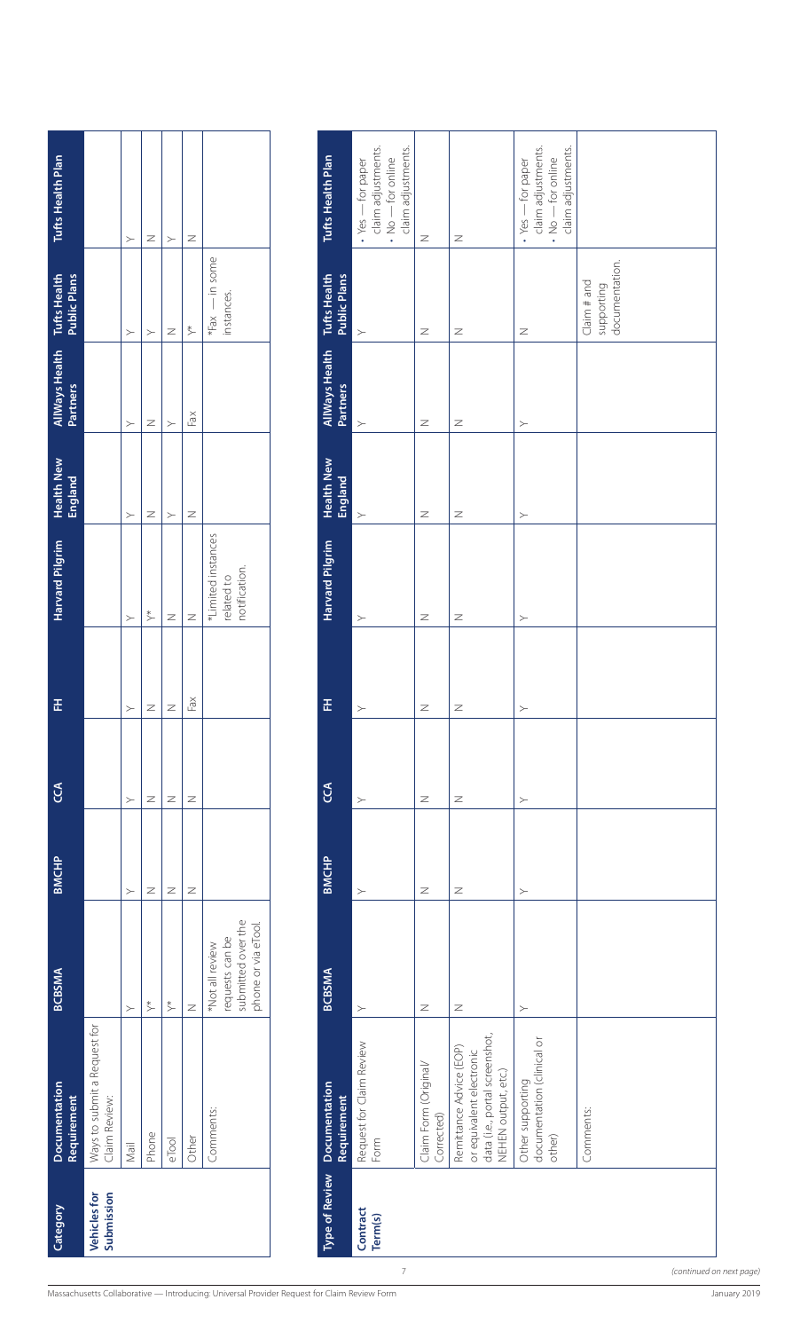| Category | Documentation Requirement | BCBSMA | BMCHP | CCA | FH | Harvard Pilgrim | Health New England | AllWays Health Partners | Tufts Health Public Plans | Tufts Health Plan |
|---|---|---|---|---|---|---|---|---|---|---|
| **Vehicles for Submission** | Ways to submit a Request for Claim Review: | | | | | | | | | |
| | Mail | Y | Y | Y | Y | Y | Y | Y | Y | Y |
| | Phone | Y* | N | N | N | Y* | N | N | Y | N |
| | eTool | Y* | N | N | N | N | Y | Y | N | Y |
| | Other | N | N | N | Fax | N | N | Fax | Y* | N |
| | Comments: | *Not all review requests can be submitted over the phone or via eTool. | | | | *Limited instances related to notification. | | | *Fax — in some instances. | |

| Type of Review | Documentation Requirement | BCBSMA | BMCHP | CCA | FH | Harvard Pilgrim | Health New England | AllWays Health Partners | Tufts Health Public Plans | Tufts Health Plan |
|---|---|---|---|---|---|---|---|---|---|---|
| **Contract Term(s)** | Request for Claim Review Form | Y | Y | Y | Y | Y | Y | Y | Y | • Yes — for paper claim adjustments. • No — for online claim adjustments. |
| | Claim Form (Original/ Corrected) | N | N | N | N | N | N | N | N | N |
| | Remittance Advice (EOP) or equivalent electronic data (i.e., portal screenshot, NEHEN output, etc.) | N | N | N | N | N | N | N | N | N |
| | Other supporting documentation (clinical or other) | Y | Y | Y | Y | Y | Y | Y | N | • Yes — for paper claim adjustments. • No — for online claim adjustments. |
| | Comments: | | | | | | | | Claim # and supporting documentation. | |

*(continued on next page)*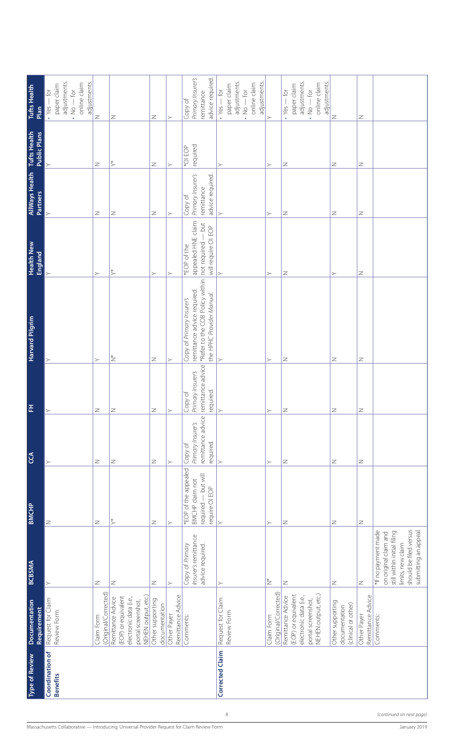| Type of Review | Documentation Requirement | BCBSMA | BMCHP | CCA | FH | Harvard Pilgrim | Health New England | AllWays Health Partners | Tufts Health Public Plans | Tufts Health Plan |
|---|---|---|---|---|---|---|---|---|---|---|
| **Coordination of Benefits** | Request for Claim Review Form | Y | N | Y | Y | Y | Y | Y | Y | • Yes — for paper claim adjustments. • No — for online claim adjustments. |
| | Claim Form (Original/Corrected) | N | N | N | N | Y | Y | N | N | N |
| | Remittance Advice (EOP) or equivalent electronic data (i.e., portal screenshot, NEHEN output, etc.) | N | Y* | N | N | N* | Y* | N | Y* | N |
| | Other supporting documentation | N | N | N | N | N | Y | N | N | N |
| | Other Payer Remittance Advice | Y | Y | Y | Y | Y | Y | Y | Y | Y |
| | Comments: | Copy of *Primary Insurer's* remittance advice required. | *EOP of the appealed BMCHP claim not required — but will require OI EOP | Copy of *Primary Insurer's* remittance advice required. | Copy of *Primary Insurer's* remittance advice required. | Copy of *Primary Insurer's* remittance advice required. *Refer to the COB Policy within the *HPHC Provider Manual*. | *EOP of the appealed HNE claim not required — but will require OI EOP | Copy of *Primary Insurer's* remittance advice required. | *OI EOP required | Copy of *Primary Insurer's* remittance advice required. |
| **Corrected Claim** | Request for Claim Review Form | Y | Y | Y | Y | Y | Y | Y | Y | • Yes — for paper claim adjustments. • No — for online claim adjustments. |
| | Claim Form (Original/Corrected) | N* | Y | Y | Y | Y | Y | Y | Y | Y |
| | Remittance Advice (EOP) or equivalent electronic data (i.e., portal screenshot, NEHEN output, etc.) | N | N | N | N | N | N | N | N | • Yes — for paper claim adjustments. • No — for online claim adjustments. |
| | Other supporting documentation (clinical or other) | N | N | N | N | N | Y | N | N | N |
| | Other Payer Remittance Advice | N | N | N | N | N | N | N | N | N |
| | Comments: | *If no payment made on original claim and still within initial filing limits, new claim should be filed versus submitting an appeal. | | | | | | | | |

*(continued on next page)*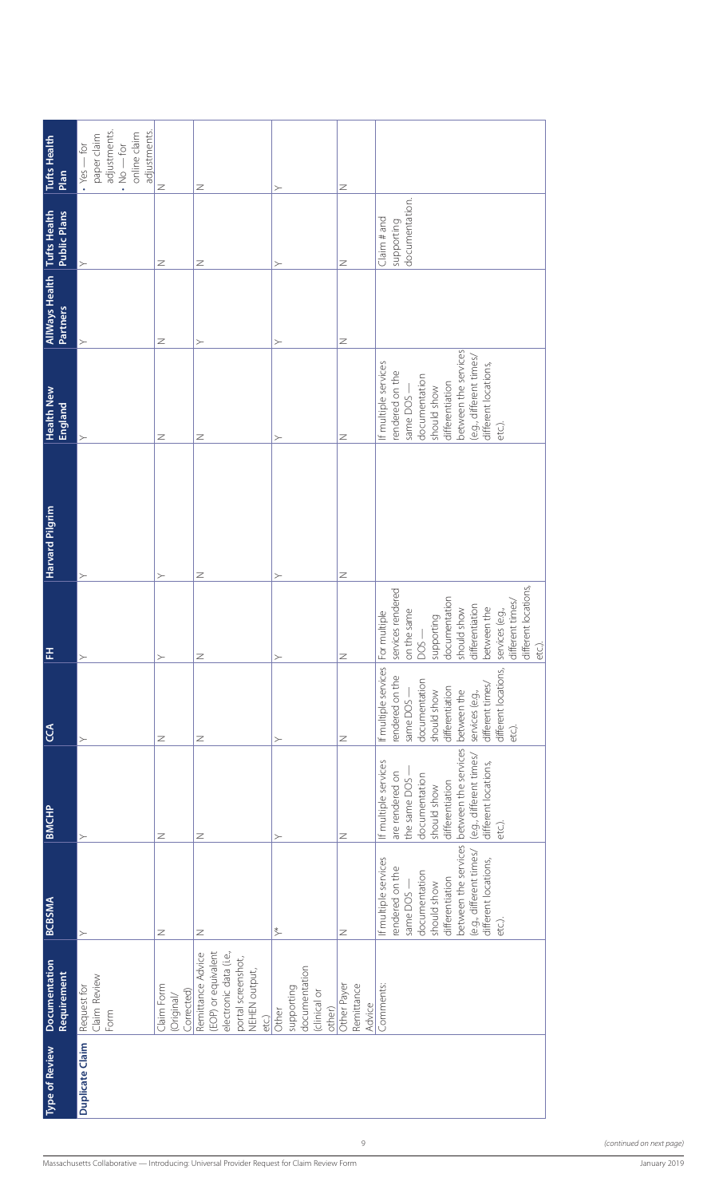| Type of Review | Documentation Requirement | BCBSMA | BMCHP | CCA | FH | Harvard Pilgrim | Health New England | AllWays Health Partners | Tufts Health Public Plans | Tufts Health Plan |
|---|---|---|---|---|---|---|---|---|---|---|
| **Duplicate Claim** | Request for Claim Review Form | Y | Y | Y | Y | Y | Y | Y | Y | • Yes — for paper claim adjustments. • No — for online claim adjustments. |
| | Claim Form (Original/ Corrected) | N | N | N | Y | Y | N | N | N | N |
| | Remittance Advice (EOP) or equivalent electronic data (i.e., portal screenshot, NEHEN output, etc.) | N | N | N | N | N | N | Y | N | N |
| | Other supporting documentation (clinical or other) | Y* | Y | Y | Y | Y | Y | Y | Y | Y |
| | Other Payer Remittance Advice | N | N | N | N | N | N | N | N | N |
| | Comments: | If multiple services rendered on the same DOS — documentation should show differentiation between the services (e.g., different times/ different locations, etc.). | If multiple services are rendered on the same DOS — documentation should show differentiation between the services (e.g., different times/ different locations, etc.). | If multiple services rendered on the same DOS — documentation should show differentiation between the services (e.g., different times/ different locations, etc.). | For multiple services rendered on the same DOS — supporting documentation should show differentiation between the services (e.g., different times/ different locations, etc.). | | If multiple services rendered on the same DOS — documentation should show differentiation between the services (e.g., different times/ different locations, etc.). | | Claim # and supporting documentation. | |

*(continued on next page)*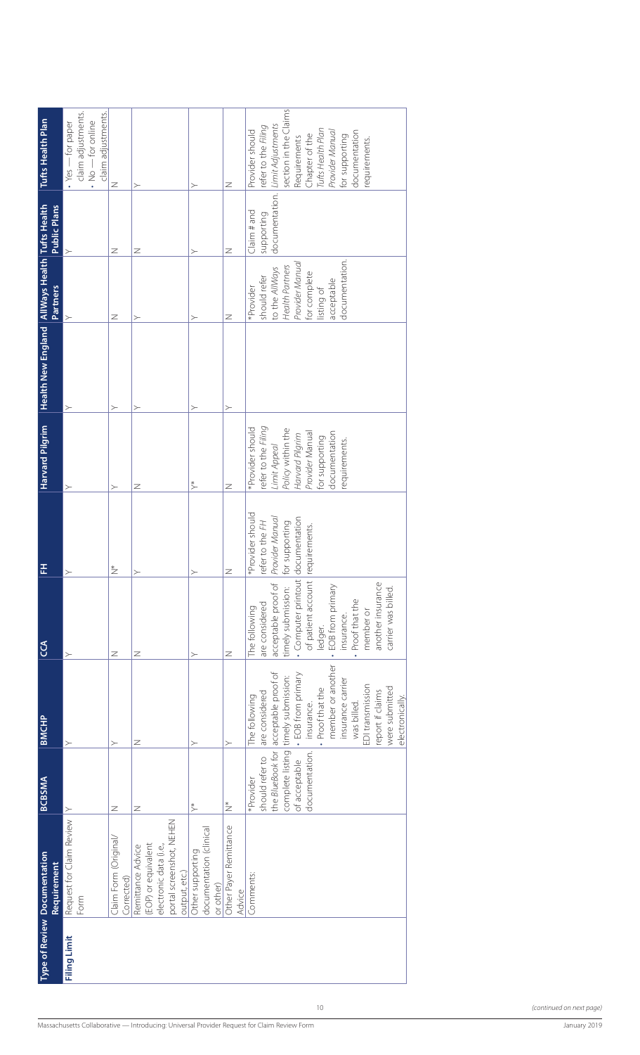| Type of Review | Documentation Requirement | BCBSMA | BMCHP | CCA | FH | Harvard Pilgrim | Health New England | AllWays Health Partners | Tufts Health Public Plans | Tufts Health Plan |
|---|---|---|---|---|---|---|---|---|---|---|
| **Filing Limit** | Request for Claim Review Form | Y | Y | Y | Y | Y | Y | Y | Y | • Yes — for paper claim adjustments. • No — for online claim adjustments. |
| | Claim Form (Original/ Corrected) | N | Y | N | N* | Y | Y | N | N | N |
| | Remittance Advice (EOP) or equivalent electronic data (i.e., portal screenshot, NEHEN output, etc.) | N | N | N | Y | N | Y | Y | N | Y |
| | Other supporting documentation (clinical or other) | Y* | Y | Y | Y | Y* | Y | Y | Y | Y |
| | Other Payer Remittance Advice | N* | Y | N | N | N | Y | N | N | N |
| | Comments: | *Provider should refer to the *BlueBook* for complete listing of acceptable documentation. | The following are considered acceptable proof of timely submission: • EOB from primary insurance. • Proof that the member or another insurance carrier was billed. EDI transmission report if claims were submitted electronically. | The following are considered acceptable proof of timely submission: • Computer printout of patient account ledger. • EOB from primary insurance. • Proof that the member or another insurance carrier was billed. | *Provider should refer to the *FH Provider Manual* for supporting documentation requirements. | *Provider should refer to the *Filing Limit Appeal* Policy within the *Harvard Pilgrim Provider Manual* for supporting documentation requirements. | | *Provider should refer to the *AllWays Health Partners Provider Manual* for complete listing of acceptable documentation. | Claim # and supporting documentation. | Provider should refer to the *Filing Limit Adjustments* section in the Claims Requirements Chapter of the *Tufts Health Plan Provider Manual* for supporting documentation requirements. |

*(continued on next page)*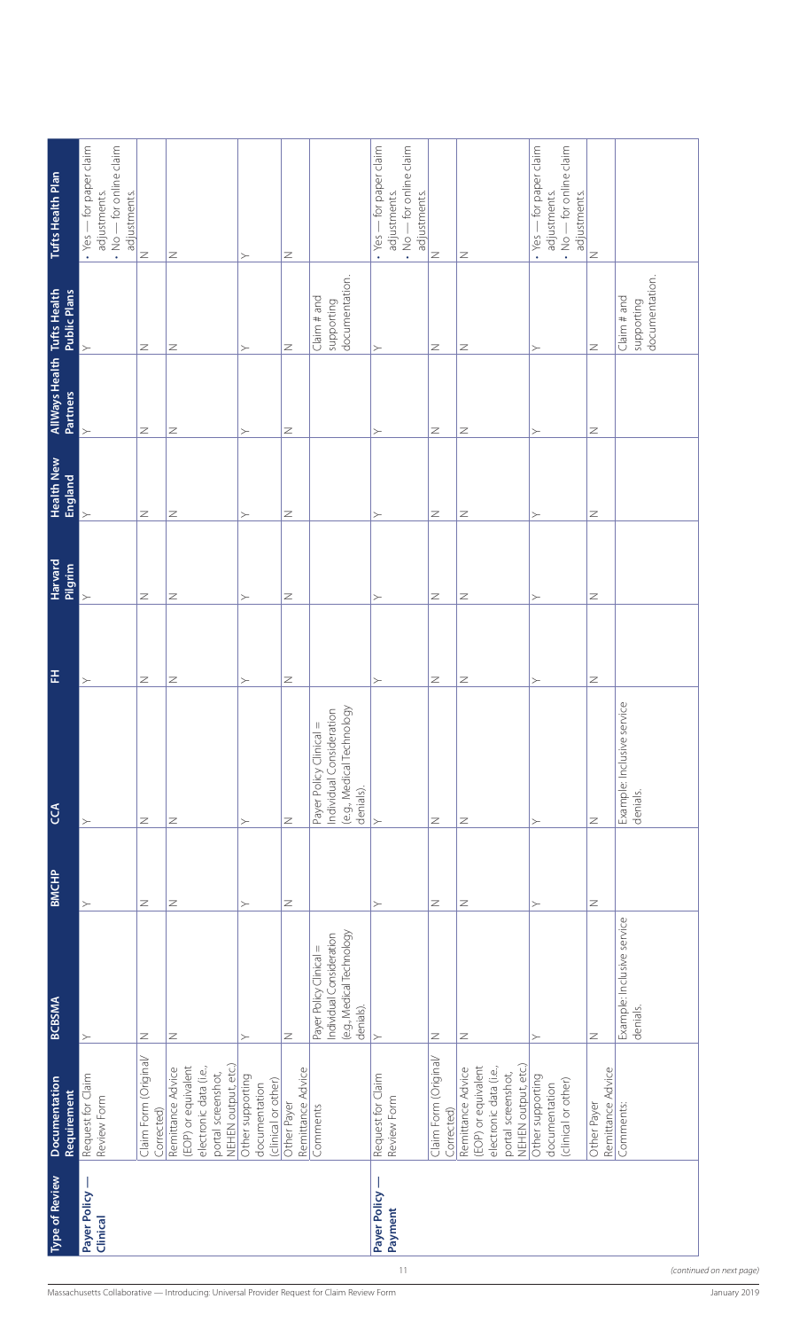| Type of Review | Documentation Requirement | BCBSMA | BMCHP | CCA | FH | Harvard Pilgrim | Health New England | AllWays Health Partners | Tufts Health Public Plans | Tufts Health Plan |
|---|---|---|---|---|---|---|---|---|---|---|
| **Payer Policy — Clinical** | Request for Claim Review Form | Y | Y | Y | Y | Y | Y | Y | Y | • Yes — for paper claim adjustments. • No — for online claim adjustments. |
| | Claim Form (Original/ Corrected) | N | N | N | N | N | N | N | N | N |
| | Remittance Advice (EOP) or equivalent electronic data (i.e., portal screenshot, NEHEN output, etc.) | N | N | N | N | N | N | N | N | N |
| | Other supporting documentation (clinical or other) | Y | Y | Y | Y | Y | Y | Y | Y | Y |
| | Other Payer Remittance Advice | N | N | N | N | N | N | N | N | N |
| | Comments | Payer Policy Clinical = Individual Consideration (e.g., Medical Technology denials). | | Payer Policy Clinical = Individual Consideration (e.g., Medical Technology denials). | | | | | Claim # and supporting documentation. | |
| **Payer Policy — Payment** | Request for Claim Review Form | Y | Y | Y | Y | Y | Y | Y | Y | • Yes — for paper claim adjustments. • No — for online claim adjustments. |
| | Claim Form (Original/ Corrected) | N | N | N | N | N | N | N | N | N |
| | Remittance Advice (EOP) or equivalent electronic data (i.e., portal screenshot, NEHEN output, etc.) | N | N | N | N | N | N | N | N | N |
| | Other supporting documentation (clinical or other) | Y | Y | Y | Y | Y | Y | Y | Y | • Yes — for paper claim adjustments. • No — for online claim adjustments. |
| | Other Payer Remittance Advice | N | N | N | N | N | N | N | N | N |
| | Comments: | Example: Inclusive service denials. | | Example: Inclusive service denials. | | | | | Claim # and supporting documentation. | |

*(continued on next page)*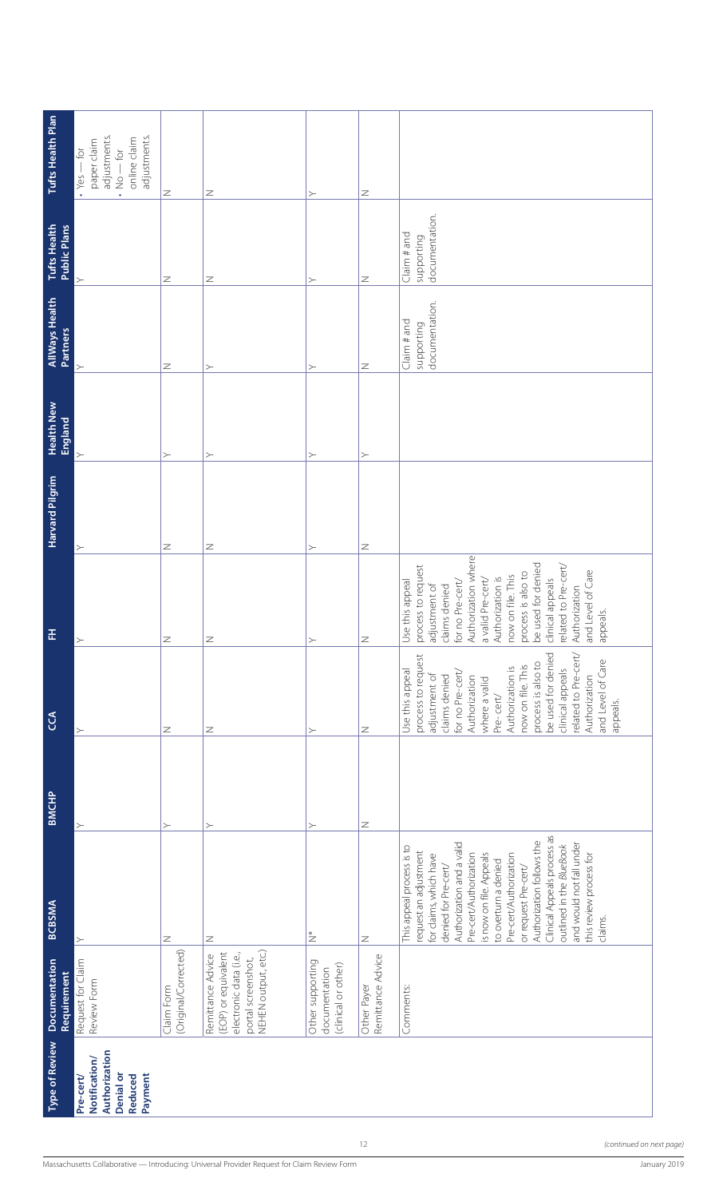| Type of Review | Documentation Requirement | BCBSMA | BMCHP | CCA | FH | Harvard Pilgrim | Health New England | AllWays Health Partners | Tufts Health Public Plans | Tufts Health Plan |
|---|---|---|---|---|---|---|---|---|---|---|
| **Pre-cert/ Notification/ Authorization Denial or Reduced Payment** | Request for Claim Review Form | Y | Y | Y | Y | Y | Y | Y | Y | • Yes — for paper claim adjustments. • No — for online claim adjustments. |
| | Claim Form (Original/Corrected) | N | Y | N | N | N | Y | N | N | N |
| | Remittance Advice (EOP) or equivalent electronic data (i.e., portal screenshot, NEHEN output, etc.) | N | Y | N | N | N | Y | Y | N | N |
| | Other supporting documentation (clinical or other) | N* | Y | Y | Y | Y | Y | Y | Y | Y |
| | Other Payer Remittance Advice | N | N | N | N | N | Y | N | N | N |
| | Comments: | This appeal process is to request an adjustment for claims which have denied for Pre-cert/ Authorization and a valid Pre-cert/Authorization is now on file. Appeals to overturn a denied Pre-cert/Authorization or request Pre-cert/ Authorization follows the Clinical Appeals process as outlined in the *BlueBook* and would not fall under this review process for claims. | | Use this appeal process to request adjustment of claims denied for no Pre-cert/ Authorization where a valid Pre-cert/ Authorization is now on file. This process is also to be used for denied clinical appeals related to Pre-cert/ Authorization and Level of Care appeals. | Use this appeal process to request adjustment of claims denied for no Pre-cert/ Authorization where a valid Pre-cert/ Authorization is now on file. This process is also to be used for denied clinical appeals related to Pre-cert/ Authorization and Level of Care appeals. | | | Claim # and supporting documentation. | Claim # and supporting documentation. | |

*(continued on next page)*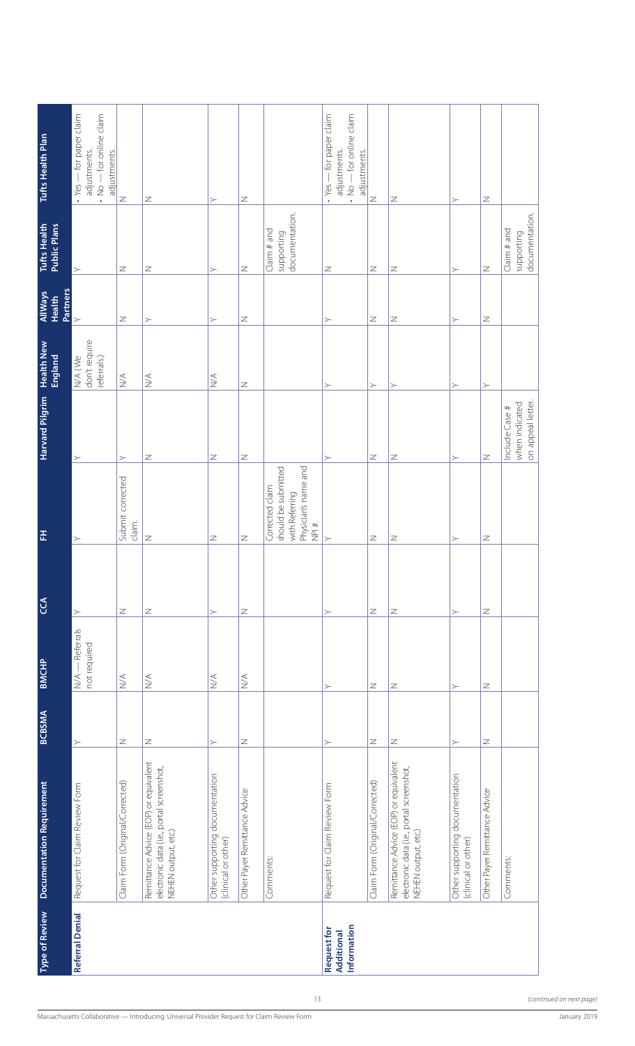| Type of Review | Documentation Requirement | BCBSMA | BMCHP | CCA | FH | Harvard Pilgrim | Health New England | AllWays Health Partners | Tufts Health Public Plans | Tufts Health Plan |
|---|---|---|---|---|---|---|---|---|---|---|
| **Referral Denial** | Request for Claim Review Form | Y | N/A — Referrals not required | Y | Y | Y | N/A (We don't require referrals.) | Y | Y | • Yes — for paper claim adjustments. • No — for online claim adjustments. |
| | Claim Form (Original/Corrected) | N | N/A | N | Submit corrected claim. | Y | N/A | N | N | N |
| | Remittance Advice (EOP) or equivalent electronic data (i.e., portal screenshot, NEHEN output, etc.) | N | N/A | N | N | N | N/A | Y | N | N |
| | Other supporting documentation (clinical or other) | Y | N/A | Y | N | N | N/A | Y | Y | Y |
| | Other Payer Remittance Advice | N | N/A | N | N | N | N | N | N | N |
| | Comments: | | | | Corrected claim should be submitted with Referring Physician's name and NPI #. | | | | Claim # and supporting documentation. | |
| **Request for Additional Information** | Request for Claim Review Form | Y | Y | Y | Y | Y | Y | Y | N | • Yes — for paper claim adjustments. • No — for online claim adjustments. |
| | Claim Form (Original/Corrected) | N | N | N | N | N | Y | N | N | N |
| | Remittance Advice (EOP) or equivalent electronic data (i.e., portal screenshot, NEHEN output, etc.) | N | N | N | N | N | Y | N | N | N |
| | Other supporting documentation (clinical or other) | Y | Y | Y | Y | Y | Y | Y | Y | Y |
| | Other Payer Remittance Advice | N | N | N | N | N | Y | N | N | N |
| | Comments: | | | | | Include Case # when indicated on appeal letter. | | | Claim # and supporting documentation. | |

*(continued on next page)*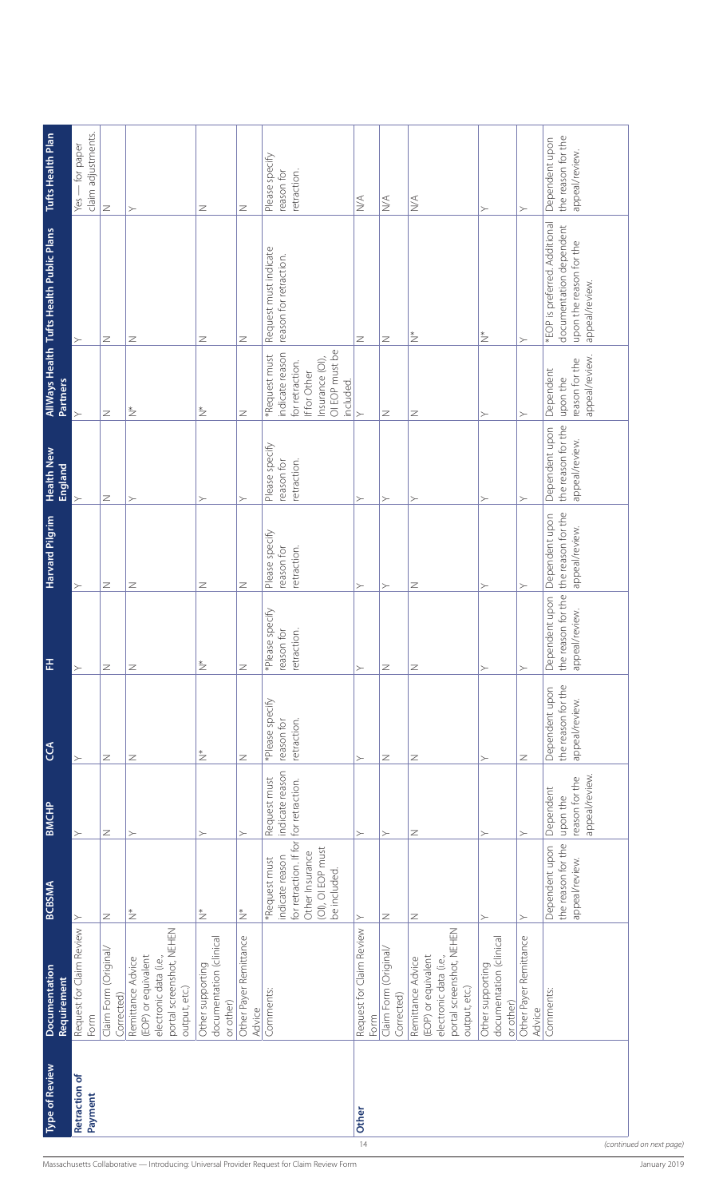| Type of Review | Documentation Requirement | BCBSMA | BMCHP | CCA | FH | Harvard Pilgrim | Health New England | AllWays Health Partners | Tufts Health Public Plans | Tufts Health Plan |
|---|---|---|---|---|---|---|---|---|---|---|
| **Retraction of Payment** | Request for Claim Review Form | Y | Y | Y | Y | Y | Y | Y | Y | Yes — for paper claim adjustments. |
| | Claim Form (Original/Corrected) | N | N | N | N | N | N | N | N | N |
| | Remittance Advice (EOP) or equivalent electronic data (i.e., portal screenshot, NEHEN output, etc.) | N* | Y | N | N | N | Y | N* | N | Y |
| | Other supporting documentation (clinical or other) | N* | Y | N* | N* | N | Y | N* | N | N |
| | Other Payer Remittance Advice | N* | Y | N | N | N | Y | N | N | N |
| | Comments: | *Request must indicate reason for retraction. If for Other Insurance (OI), OI EOP must be included. | Request must indicate reason for retraction. | *Please specify reason for retraction. | *Please specify reason for retraction. | Please specify reason for retraction. | Please specify reason for retraction. | *Request must indicate reason for retraction. If for Other Insurance (OI), OI EOP must be included. | Request must indicate reason for retraction. | Please specify reason for retraction. |
| **Other** | Request for Claim Review Form | Y | Y | Y | Y | Y | Y | Y | N | N/A |
| | Claim Form (Original/Corrected) | N | Y | N | N | Y | Y | N | N | N/A |
| | Remittance Advice (EOP) or equivalent electronic data (i.e., portal screenshot, NEHEN output, etc.) | N | N | N | N | N | Y | N | N* | N/A |
| | Other supporting documentation (clinical or other) | Y | Y | Y | Y | Y | Y | Y | N* | Y |
| | Other Payer Remittance Advice | Y | Y | N | Y | Y | Y | Y | Y | Y |
| | Comments: | Dependent upon the reason for the appeal/review. | Dependent upon the reason for the appeal/review. | Dependent upon the reason for the appeal/review. | Dependent upon the reason for the appeal/review. | Dependent upon the reason for the appeal/review. | Dependent upon the reason for the appeal/review. | Dependent upon the reason for the appeal/review. | *EOP is preferred. Additional documentation dependent upon the reason for the appeal/review. | Dependent upon the reason for the appeal/review. |

*(continued on next page)*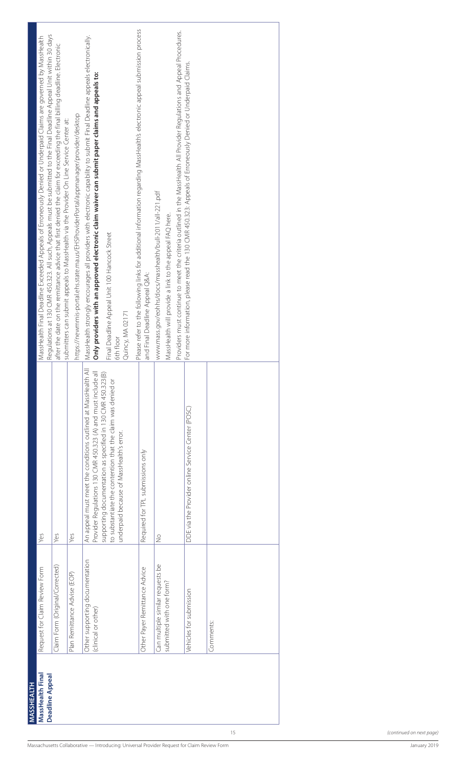| MASSHEALTH | | | |
|---|---|---|---|
| **MassHealth Final Deadline Appeal** | Request for Claim Review Form | Yes | MassHealth Final Deadline Exceeded Appeals of Erroneously Denied or Underpaid Claims are governed by MassHealth Regulations at 130 CMR 450.323. All such, Appeals must be submitted to the Final Deadline Appeal Unit within 30 days after the date on the remittance advice that first denied the claim for exceeding the final billing deadline. Electronic submitters can submit appeals to MassHealth via the Provider On Line Service Center at: https://newmmis-portal.ehs.state.ma.us/EHSProviderPortal/appmanager/provider/desktop |
| | Claim Form (Original/Corrected) | Yes | |
| | Plan Remittance Advise (EOP) | Yes | |
| | Other supporting documentation (clinical or other) | An appeal must meet the conditions outlined at MassHealth All Provider Regulations 130 CMR 450.323 (A) and must include all supporting documentation as specified in 130 CMR 450.323(B) to substantiate the contention that the claim was denied or underpaid because of MassHealth's error. | MassHealth strongly encourages all providers with electronic capability to submit Final Deadline appeals electronically. **Only providers with an approved electronic claim waiver can submit paper claims and appeals to:**<br><br>Final Deadline Appeal Unit 100 Hancock Street<br>6th floor<br>Quincy, MA 02171 |
| | Other Payer Remittance Advice | Required for TPL submissions only | Please refer to the following links for additional information regarding MassHealth's electronic appeal submission process and Final Deadline Appeal Q&A: |
| | Can multiple similar requests be submitted with one form? | No | www.mass.gov/eohhs/docs/masshealth/bull-2011/all-221.pdf<br><br>MassHealth will provide a link to the appeal FAQ here.<br><br>Providers must continue to meet the criteria outlined in the MassHealth All Provider Regulations and Appeal Procedures. |
| | Vehicles for submission | DDE via the Provider online Service Center (POSC) | For more information, please read the 130 CMR 450.323: Appeals of Erroneously Denied or Underpaid Claims. |
| | Comments: | | |

*(continued on next page)*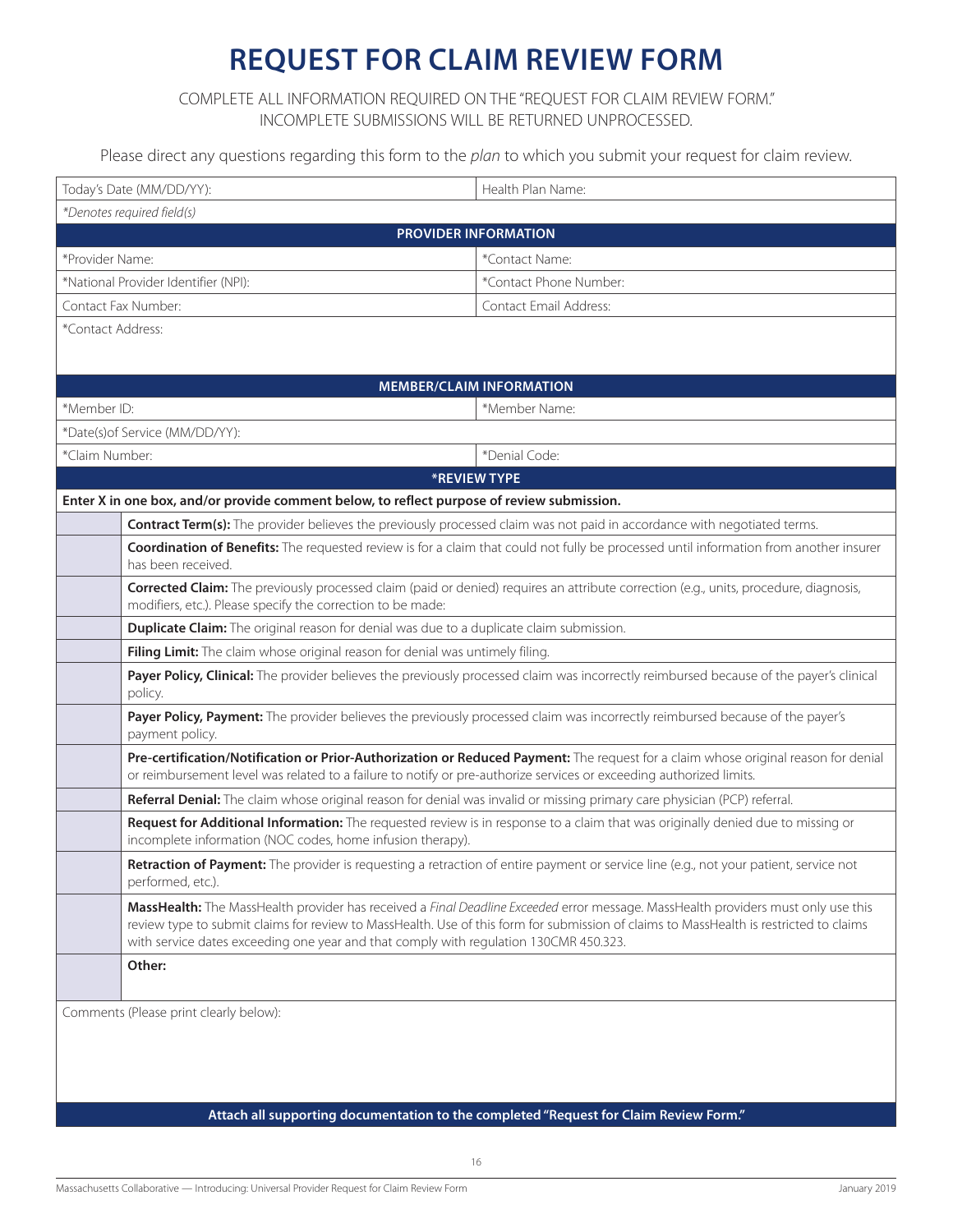# REQUEST FOR CLAIM REVIEW FORM

COMPLETE ALL INFORMATION REQUIRED ON THE "REQUEST FOR CLAIM REVIEW FORM."
INCOMPLETE SUBMISSIONS WILL BE RETURNED UNPROCESSED.

Please direct any questions regarding this form to the *plan* to which you submit your request for claim review.

| | |
|---|---|
| Today's Date (MM/DD/YY): | Health Plan Name: |
| *\*Denotes required field(s)* | |
| **PROVIDER INFORMATION** | |
| *Provider Name: | *Contact Name: |
| *National Provider Identifier (NPI): | *Contact Phone Number: |
| Contact Fax Number: | Contact Email Address: |
| *Contact Address: | |
| **MEMBER/CLAIM INFORMATION** | |
| *Member ID: | *Member Name: |
| *Date(s)of Service (MM/DD/YY): | |
| *Claim Number: | *Denial Code: |

## *REVIEW TYPE

**Enter X in one box, and/or provide comment below, to reflect purpose of review submission.**

| | |
|---|---|
| | **Contract Term(s):** The provider believes the previously processed claim was not paid in accordance with negotiated terms. |
| | **Coordination of Benefits:** The requested review is for a claim that could not fully be processed until information from another insurer has been received. |
| | **Corrected Claim:** The previously processed claim (paid or denied) requires an attribute correction (e.g., units, procedure, diagnosis, modifiers, etc.). Please specify the correction to be made: |
| | **Duplicate Claim:** The original reason for denial was due to a duplicate claim submission. |
| | **Filing Limit:** The claim whose original reason for denial was untimely filing. |
| | **Payer Policy, Clinical:** The provider believes the previously processed claim was incorrectly reimbursed because of the payer's clinical policy. |
| | **Payer Policy, Payment:** The provider believes the previously processed claim was incorrectly reimbursed because of the payer's payment policy. |
| | **Pre-certification/Notification or Prior-Authorization or Reduced Payment:** The request for a claim whose original reason for denial or reimbursement level was related to a failure to notify or pre-authorize services or exceeding authorized limits. |
| | **Referral Denial:** The claim whose original reason for denial was invalid or missing primary care physician (PCP) referral. |
| | **Request for Additional Information:** The requested review is in response to a claim that was originally denied due to missing or incomplete information (NOC codes, home infusion therapy). |
| | **Retraction of Payment:** The provider is requesting a retraction of entire payment or service line (e.g., not your patient, service not performed, etc.). |
| | **MassHealth:** The MassHealth provider has received a *Final Deadline Exceeded* error message. MassHealth providers must only use this review type to submit claims for review to MassHealth. Use of this form for submission of claims to MassHealth is restricted to claims with service dates exceeding one year and that comply with regulation 130CMR 450.323. |
| | **Other:** |

Comments (Please print clearly below):

**Attach all supporting documentation to the completed "Request for Claim Review Form."**